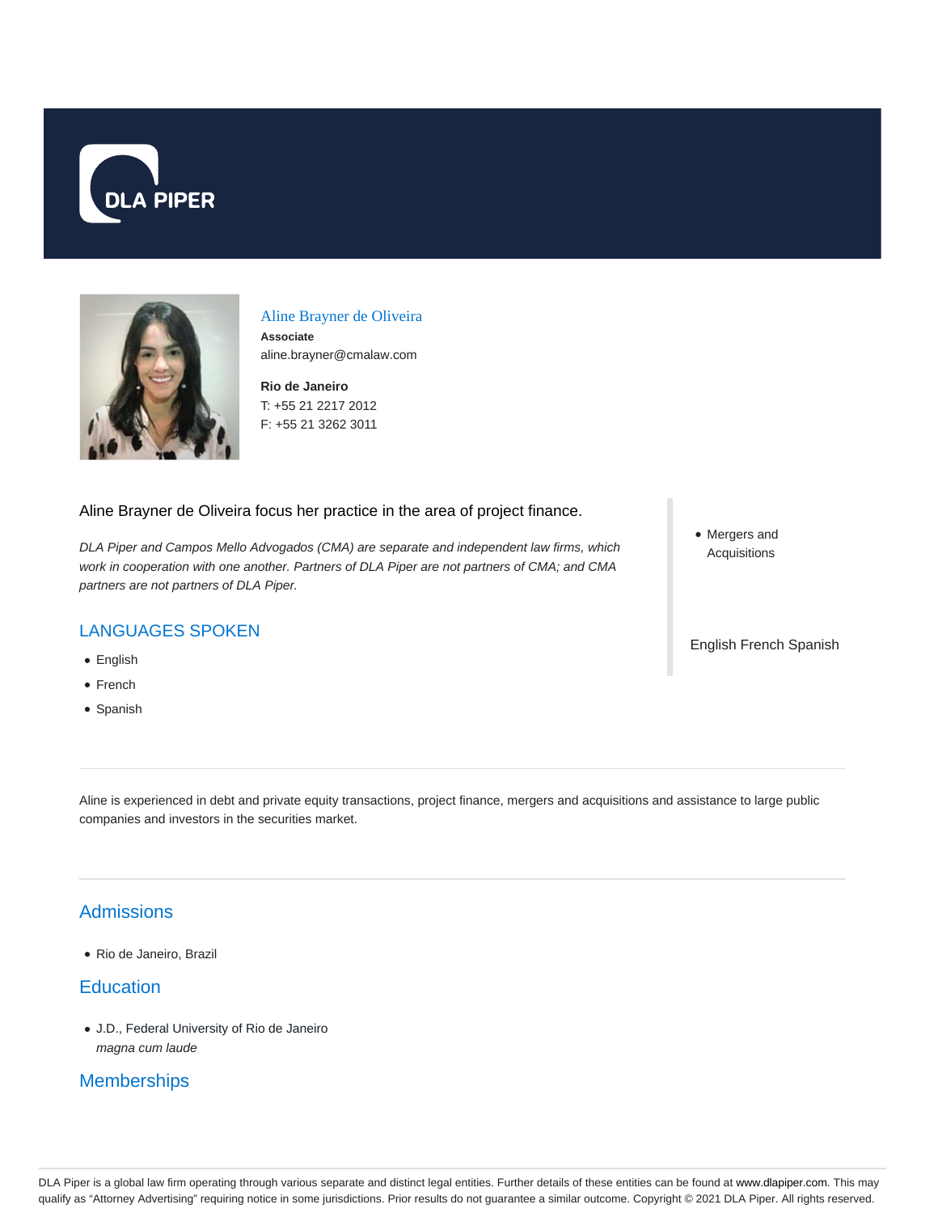# Aline Brayner de Oliveira

**Associate**
aline.brayner@cmalaw.com

**Rio de Janeiro**
T: +55 21 2217 2012
F: +55 21 3262 3011

Aline Brayner de Oliveira focus her practice in the area of project finance.

*DLA Piper and Campos Mello Advogados (CMA) are separate and independent law firms, which work in cooperation with one another. Partners of DLA Piper are not partners of CMA; and CMA partners are not partners of DLA Piper.*

## LANGUAGES SPOKEN

- English
- French
- Spanish

- Mergers and Acquisitions

English French Spanish

Aline is experienced in debt and private equity transactions, project finance, mergers and acquisitions and assistance to large public companies and investors in the securities market.

## Admissions

- Rio de Janeiro, Brazil

## Education

- J.D., Federal University of Rio de Janeiro
  *magna cum laude*

## Memberships

DLA Piper is a global law firm operating through various separate and distinct legal entities. Further details of these entities can be found at www.dlapiper.com. This may qualify as "Attorney Advertising" requiring notice in some jurisdictions. Prior results do not guarantee a similar outcome. Copyright © 2021 DLA Piper. All rights reserved.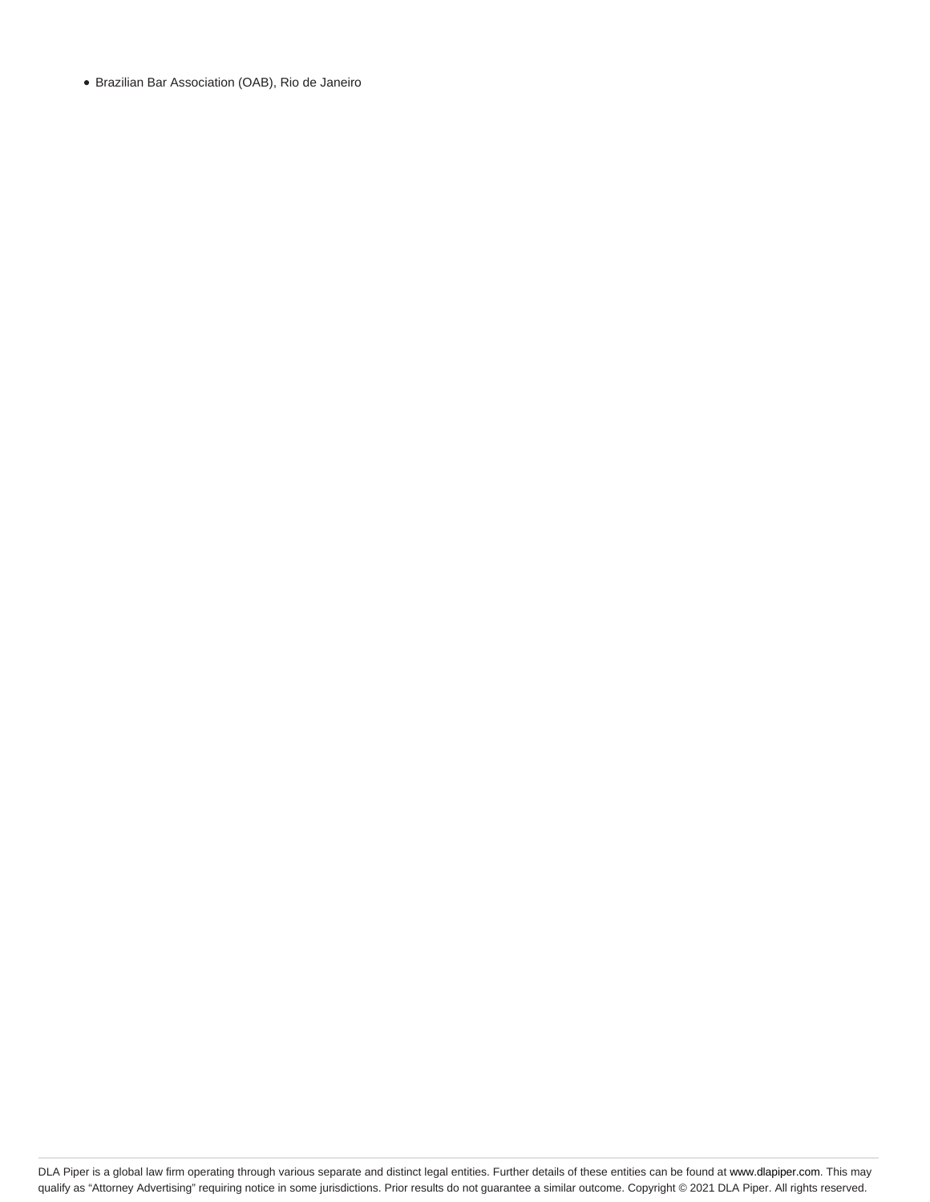- Brazilian Bar Association (OAB), Rio de Janeiro

DLA Piper is a global law firm operating through various separate and distinct legal entities. Further details of these entities can be found at www.dlapiper.com. This may qualify as "Attorney Advertising" requiring notice in some jurisdictions. Prior results do not guarantee a similar outcome. Copyright © 2021 DLA Piper. All rights reserved.